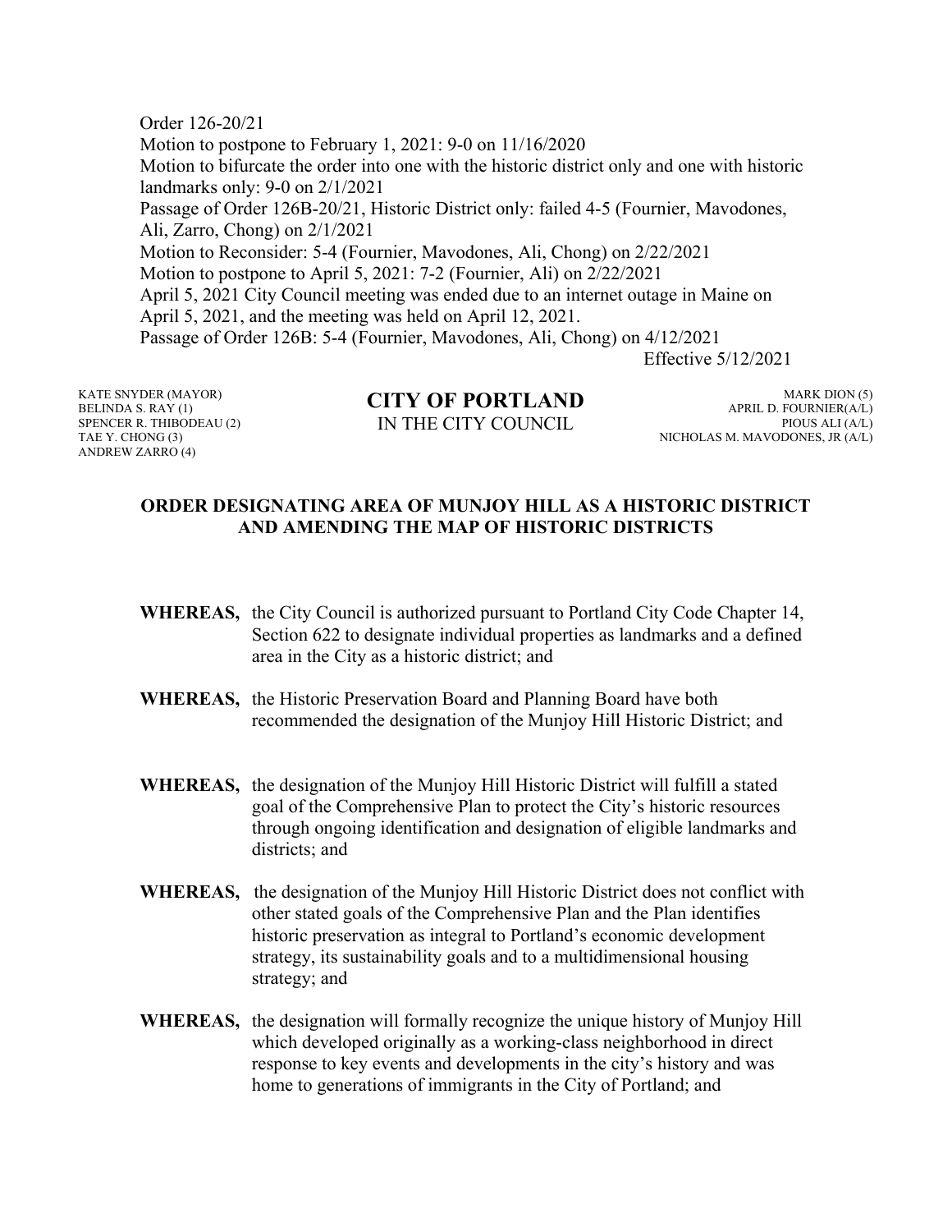Order 126-20/21
Motion to postpone to February 1, 2021: 9-0 on 11/16/2020
Motion to bifurcate the order into one with the historic district only and one with historic landmarks only: 9-0 on 2/1/2021
Passage of Order 126B-20/21, Historic District only: failed 4-5 (Fournier, Mavodones, Ali, Zarro, Chong) on 2/1/2021
Motion to Reconsider: 5-4 (Fournier, Mavodones, Ali, Chong) on 2/22/2021
Motion to postpone to April 5, 2021: 7-2 (Fournier, Ali) on 2/22/2021
April 5, 2021 City Council meeting was ended due to an internet outage in Maine on April 5, 2021, and the meeting was held on April 12, 2021.
Passage of Order 126B: 5-4 (Fournier, Mavodones, Ali, Chong) on 4/12/2021

Effective 5/12/2021

KATE SNYDER (MAYOR)
BELINDA S. RAY (1)
SPENCER R. THIBODEAU (2)
TAE Y. CHONG (3)
ANDREW ZARRO (4)

**CITY OF PORTLAND**
IN THE CITY COUNCIL

MARK DION (5)
APRIL D. FOURNIER(A/L)
PIOUS ALI (A/L)
NICHOLAS M. MAVODONES, JR (A/L)

## ORDER DESIGNATING AREA OF MUNJOY HILL AS A HISTORIC DISTRICT AND AMENDING THE MAP OF HISTORIC DISTRICTS

**WHEREAS,** the City Council is authorized pursuant to Portland City Code Chapter 14, Section 622 to designate individual properties as landmarks and a defined area in the City as a historic district; and

**WHEREAS,** the Historic Preservation Board and Planning Board have both recommended the designation of the Munjoy Hill Historic District; and

**WHEREAS,** the designation of the Munjoy Hill Historic District will fulfill a stated goal of the Comprehensive Plan to protect the City's historic resources through ongoing identification and designation of eligible landmarks and districts; and

**WHEREAS,** the designation of the Munjoy Hill Historic District does not conflict with other stated goals of the Comprehensive Plan and the Plan identifies historic preservation as integral to Portland's economic development strategy, its sustainability goals and to a multidimensional housing strategy; and

**WHEREAS,** the designation will formally recognize the unique history of Munjoy Hill which developed originally as a working-class neighborhood in direct response to key events and developments in the city's history and was home to generations of immigrants in the City of Portland; and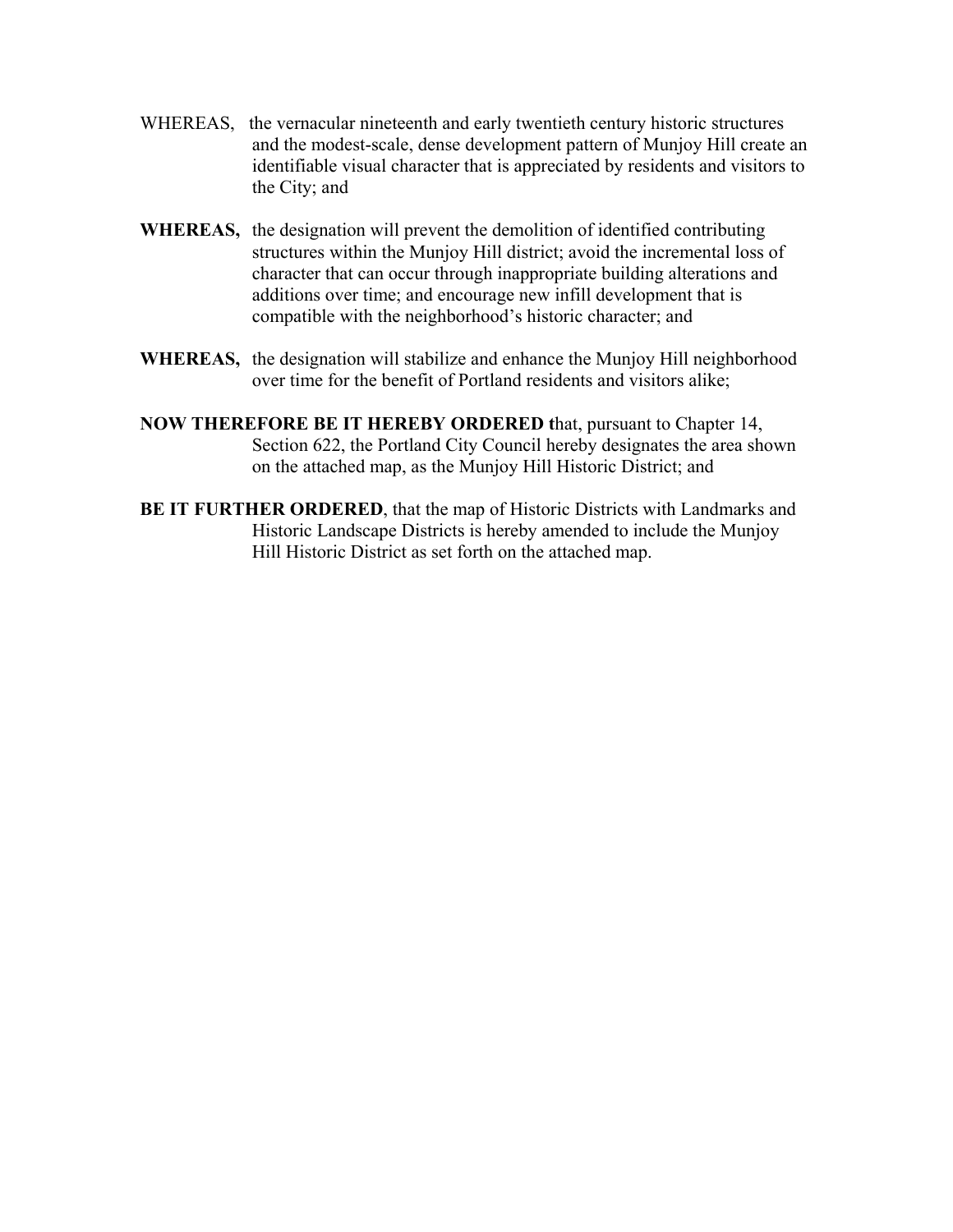WHEREAS, the vernacular nineteenth and early twentieth century historic structures and the modest-scale, dense development pattern of Munjoy Hill create an identifiable visual character that is appreciated by residents and visitors to the City; and

**WHEREAS,** the designation will prevent the demolition of identified contributing structures within the Munjoy Hill district; avoid the incremental loss of character that can occur through inappropriate building alterations and additions over time; and encourage new infill development that is compatible with the neighborhood's historic character; and

**WHEREAS,** the designation will stabilize and enhance the Munjoy Hill neighborhood over time for the benefit of Portland residents and visitors alike;

**NOW THEREFORE BE IT HEREBY ORDERED t**hat, pursuant to Chapter 14, Section 622, the Portland City Council hereby designates the area shown on the attached map, as the Munjoy Hill Historic District; and

**BE IT FURTHER ORDERED**, that the map of Historic Districts with Landmarks and Historic Landscape Districts is hereby amended to include the Munjoy Hill Historic District as set forth on the attached map.